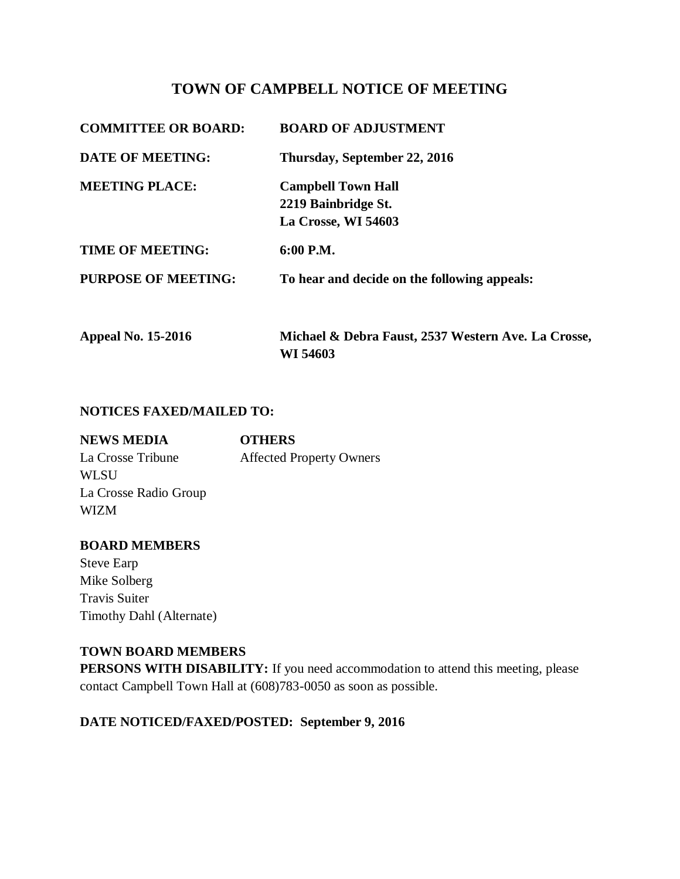# TOWN OF CAMPBELL NOTICE OF MEETING

**COMMITTEE OR BOARD:** **BOARD OF ADJUSTMENT**

**DATE OF MEETING:** **Thursday, September 22, 2016**

**MEETING PLACE:** **Campbell Town Hall**
**2219 Bainbridge St.**
**La Crosse, WI 54603**

**TIME OF MEETING:** **6:00 P.M.**

**PURPOSE OF MEETING:** **To hear and decide on the following appeals:**

**Appeal No. 15-2016** **Michael & Debra Faust, 2537 Western Ave. La Crosse, WI 54603**

**NOTICES FAXED/MAILED TO:**

| **NEWS MEDIA** | **OTHERS** |
|---|---|
| La Crosse Tribune | Affected Property Owners |
| WLSU | |
| La Crosse Radio Group | |
| WIZM | |

**BOARD MEMBERS**

Steve Earp
Mike Solberg
Travis Suiter
Timothy Dahl (Alternate)

**TOWN BOARD MEMBERS**

**PERSONS WITH DISABILITY:** If you need accommodation to attend this meeting, please contact Campbell Town Hall at (608)783-0050 as soon as possible.

**DATE NOTICED/FAXED/POSTED: September 9, 2016**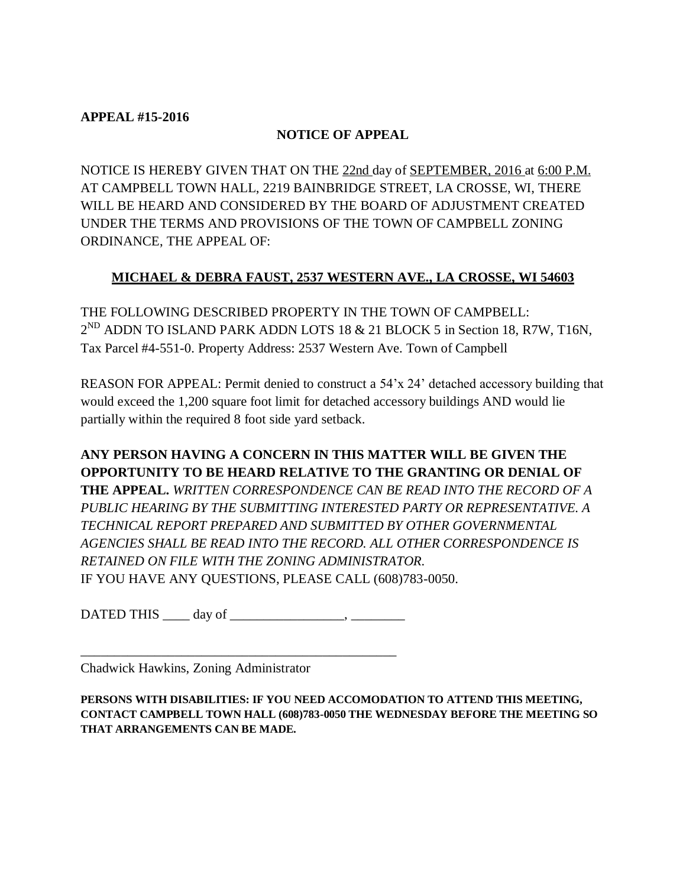**APPEAL #15-2016**

**NOTICE OF APPEAL**

NOTICE IS HEREBY GIVEN THAT ON THE 22nd day of SEPTEMBER, 2016 at 6:00 P.M. AT CAMPBELL TOWN HALL, 2219 BAINBRIDGE STREET, LA CROSSE, WI, THERE WILL BE HEARD AND CONSIDERED BY THE BOARD OF ADJUSTMENT CREATED UNDER THE TERMS AND PROVISIONS OF THE TOWN OF CAMPBELL ZONING ORDINANCE, THE APPEAL OF:

**MICHAEL & DEBRA FAUST, 2537 WESTERN AVE., LA CROSSE, WI 54603**

THE FOLLOWING DESCRIBED PROPERTY IN THE TOWN OF CAMPBELL: 2ND ADDN TO ISLAND PARK ADDN LOTS 18 & 21 BLOCK 5 in Section 18, R7W, T16N, Tax Parcel #4-551-0. Property Address: 2537 Western Ave. Town of Campbell

REASON FOR APPEAL: Permit denied to construct a 54'x 24' detached accessory building that would exceed the 1,200 square foot limit for detached accessory buildings AND would lie partially within the required 8 foot side yard setback.

**ANY PERSON HAVING A CONCERN IN THIS MATTER WILL BE GIVEN THE OPPORTUNITY TO BE HEARD RELATIVE TO THE GRANTING OR DENIAL OF THE APPEAL.** *WRITTEN CORRESPONDENCE CAN BE READ INTO THE RECORD OF A PUBLIC HEARING BY THE SUBMITTING INTERESTED PARTY OR REPRESENTATIVE. A TECHNICAL REPORT PREPARED AND SUBMITTED BY OTHER GOVERNMENTAL AGENCIES SHALL BE READ INTO THE RECORD. ALL OTHER CORRESPONDENCE IS RETAINED ON FILE WITH THE ZONING ADMINISTRATOR.*
IF YOU HAVE ANY QUESTIONS, PLEASE CALL (608)783-0050.

DATED THIS ____ day of _________________, ________

_________________________________________________
Chadwick Hawkins, Zoning Administrator

**PERSONS WITH DISABILITIES: IF YOU NEED ACCOMODATION TO ATTEND THIS MEETING, CONTACT CAMPBELL TOWN HALL (608)783-0050 THE WEDNESDAY BEFORE THE MEETING SO THAT ARRANGEMENTS CAN BE MADE.**